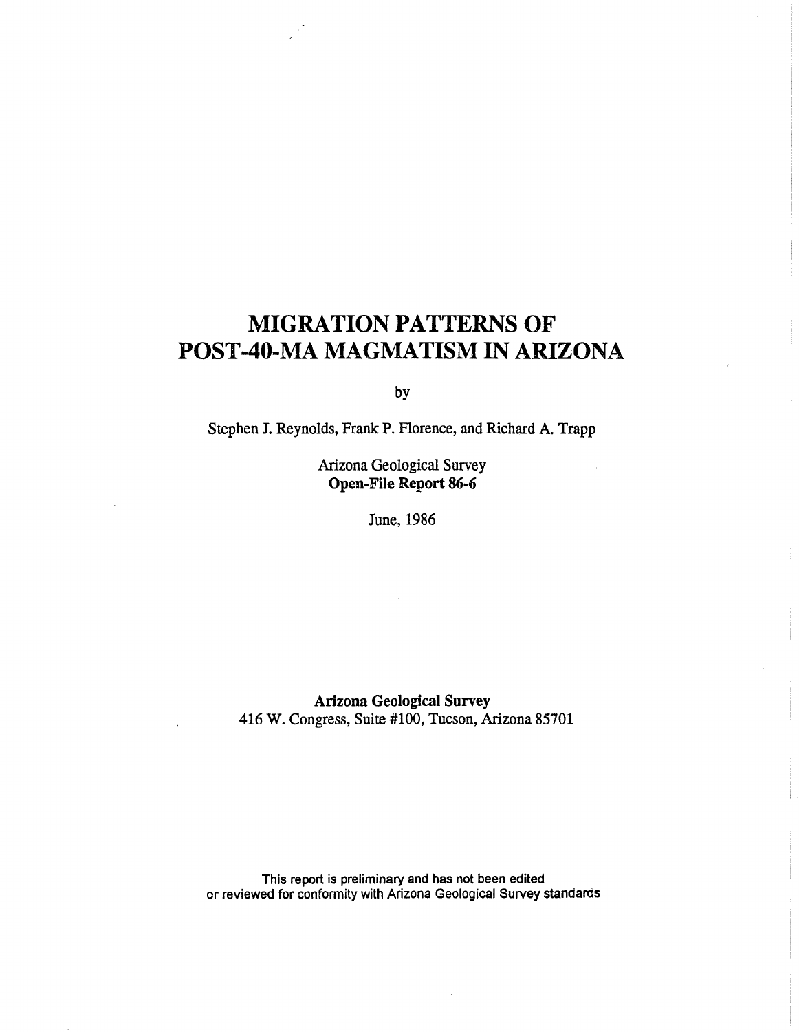# MIGRATION PATTERNS OF POST-40-MA MAGMATISM IN ARIZONA

by

Stephen J. Reynolds, Frank P. Florence, and Richard A. Trapp

Arizona Geological Survey
**Open-File Report 86-6**

June, 1986

**Arizona Geological Survey**
416 W. Congress, Suite #100, Tucson, Arizona 85701

This report is preliminary and has not been edited or reviewed for conformity with Arizona Geological Survey standards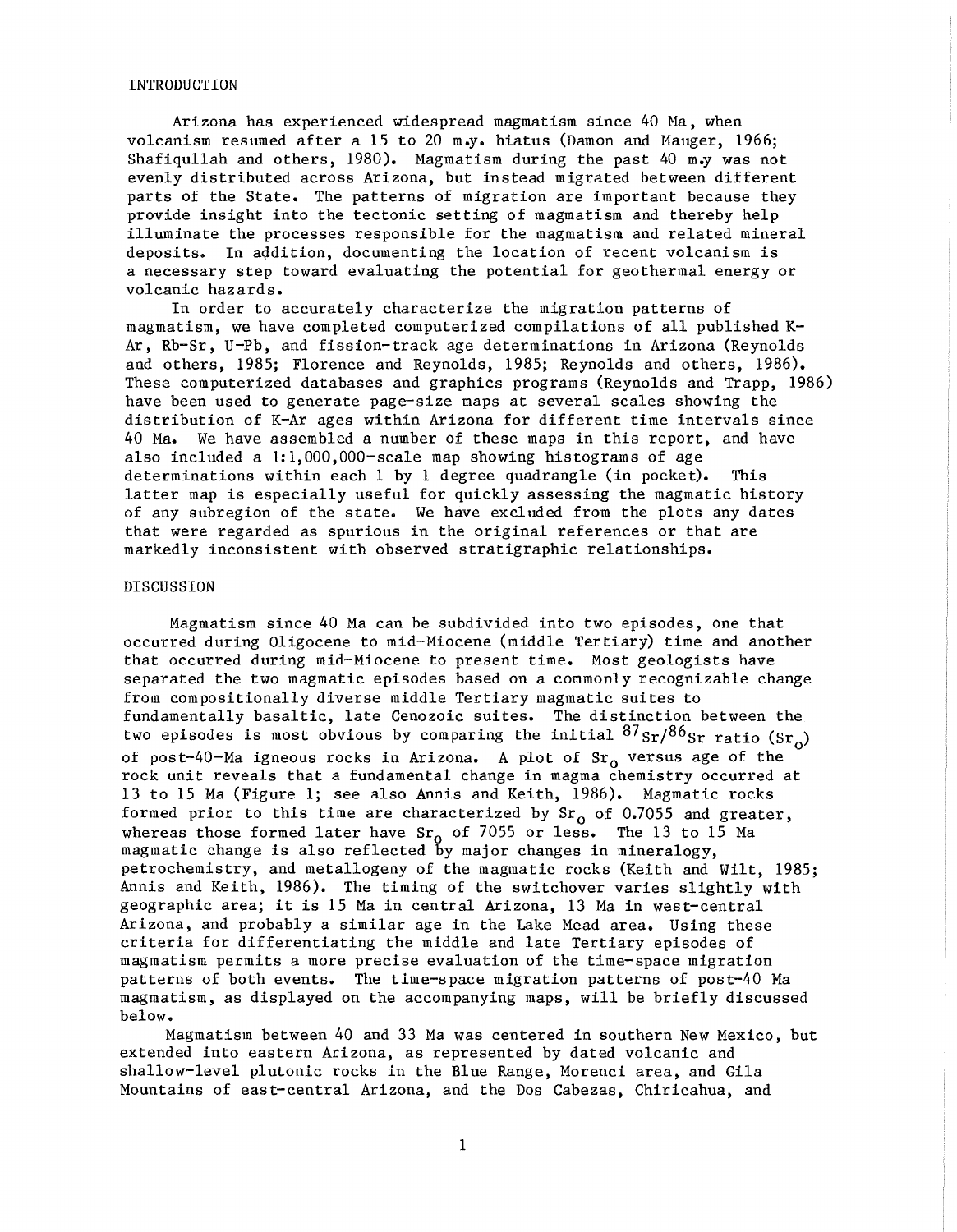## INTRODUCTION

Arizona has experienced widespread magmatism since 40 Ma, when volcanism resumed after a 15 to 20 m.y. hiatus (Damon and Mauger, 1966; Shafiqullah and others, 1980). Magmatism during the past 40 m.y was not evenly distributed across Arizona, but instead migrated between different parts of the State. The patterns of migration are important because they provide insight into the tectonic setting of magmatism and thereby help illuminate the processes responsible for the magmatism and related mineral deposits. In addition, documenting the location of recent volcanism is a necessary step toward evaluating the potential for geothermal energy or volcanic hazards.

In order to accurately characterize the migration patterns of magmatism, we have completed computerized compilations of all published K-Ar, Rb-Sr, U-Pb, and fission-track age determinations in Arizona (Reynolds and others, 1985; Florence and Reynolds, 1985; Reynolds and others, 1986). These computerized databases and graphics programs (Reynolds and Trapp, 1986) have been used to generate page-size maps at several scales showing the distribution of K-Ar ages within Arizona for different time intervals since 40 Ma. We have assembled a number of these maps in this report, and have also included a 1:1,000,000-scale map showing histograms of age determinations within each 1 by 1 degree quadrangle (in pocket). This latter map is especially useful for quickly assessing the magmatic history of any subregion of the state. We have excluded from the plots any dates that were regarded as spurious in the original references or that are markedly inconsistent with observed stratigraphic relationships.

## DISCUSSION

Magmatism since 40 Ma can be subdivided into two episodes, one that occurred during Oligocene to mid-Miocene (middle Tertiary) time and another that occurred during mid-Miocene to present time. Most geologists have separated the two magmatic episodes based on a commonly recognizable change from compositionally diverse middle Tertiary magmatic suites to fundamentally basaltic, late Cenozoic suites. The distinction between the two episodes is most obvious by comparing the initial $^{87}Sr/^{86}Sr$ ratio ($Sr_0$) of post-40-Ma igneous rocks in Arizona. A plot of $Sr_0$ versus age of the rock unit reveals that a fundamental change in magma chemistry occurred at 13 to 15 Ma (Figure 1; see also Annis and Keith, 1986). Magmatic rocks formed prior to this time are characterized by $Sr_0$ of 0.7055 and greater, whereas those formed later have $Sr_0$ of 7055 or less. The 13 to 15 Ma magmatic change is also reflected by major changes in mineralogy, petrochemistry, and metallogeny of the magmatic rocks (Keith and Wilt, 1985; Annis and Keith, 1986). The timing of the switchover varies slightly with geographic area; it is 15 Ma in central Arizona, 13 Ma in west-central Arizona, and probably a similar age in the Lake Mead area. Using these criteria for differentiating the middle and late Tertiary episodes of magmatism permits a more precise evaluation of the time-space migration patterns of both events. The time-space migration patterns of post-40 Ma magmatism, as displayed on the accompanying maps, will be briefly discussed below.

Magmatism between 40 and 33 Ma was centered in southern New Mexico, but extended into eastern Arizona, as represented by dated volcanic and shallow-level plutonic rocks in the Blue Range, Morenci area, and Gila Mountains of east-central Arizona, and the Dos Cabezas, Chiricahua, and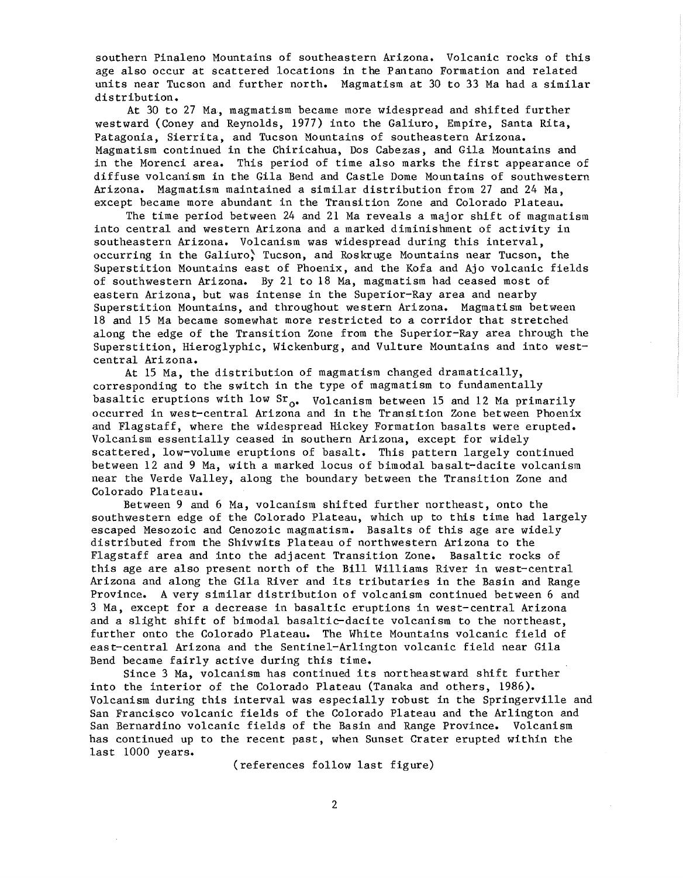southern Pinaleno Mountains of southeastern Arizona. Volcanic rocks of this age also occur at scattered locations in the Pantano Formation and related units near Tucson and further north. Magmatism at 30 to 33 Ma had a similar distribution.

At 30 to 27 Ma, magmatism became more widespread and shifted further westward (Coney and Reynolds, 1977) into the Galiuro, Empire, Santa Rita, Patagonia, Sierrita, and Tucson Mountains of southeastern Arizona. Magmatism continued in the Chiricahua, Dos Cabezas, and Gila Mountains and in the Morenci area. This period of time also marks the first appearance of diffuse volcanism in the Gila Bend and Castle Dome Mountains of southwestern Arizona. Magmatism maintained a similar distribution from 27 and 24 Ma, except became more abundant in the Transition Zone and Colorado Plateau.

The time period between 24 and 21 Ma reveals a major shift of magmatism into central and western Arizona and a marked diminishment of activity in southeastern Arizona. Volcanism was widespread during this interval, occurring in the Galiuro, Tucson, and Roskruge Mountains near Tucson, the Superstition Mountains east of Phoenix, and the Kofa and Ajo volcanic fields of southwestern Arizona. By 21 to 18 Ma, magmatism had ceased most of eastern Arizona, but was intense in the Superior-Ray area and nearby Superstition Mountains, and throughout western Arizona. Magmatism between 18 and 15 Ma became somewhat more restricted to a corridor that stretched along the edge of the Transition Zone from the Superior-Ray area through the Superstition, Hieroglyphic, Wickenburg, and Vulture Mountains and into west-central Arizona.

At 15 Ma, the distribution of magmatism changed dramatically, corresponding to the switch in the type of magmatism to fundamentally basaltic eruptions with low $Sr_o$. Volcanism between 15 and 12 Ma primarily occurred in west-central Arizona and in the Transition Zone between Phoenix and Flagstaff, where the widespread Hickey Formation basalts were erupted. Volcanism essentially ceased in southern Arizona, except for widely scattered, low-volume eruptions of basalt. This pattern largely continued between 12 and 9 Ma, with a marked locus of bimodal basalt-dacite volcanism near the Verde Valley, along the boundary between the Transition Zone and Colorado Plateau.

Between 9 and 6 Ma, volcanism shifted further northeast, onto the southwestern edge of the Colorado Plateau, which up to this time had largely escaped Mesozoic and Cenozoic magmatism. Basalts of this age are widely distributed from the Shivwits Plateau of northwestern Arizona to the Flagstaff area and into the adjacent Transition Zone. Basaltic rocks of this age are also present north of the Bill Williams River in west-central Arizona and along the Gila River and its tributaries in the Basin and Range Province. A very similar distribution of volcanism continued between 6 and 3 Ma, except for a decrease in basaltic eruptions in west-central Arizona and a slight shift of bimodal basaltic-dacite volcanism to the northeast, further onto the Colorado Plateau. The White Mountains volcanic field of east-central Arizona and the Sentinel-Arlington volcanic field near Gila Bend became fairly active during this time.

Since 3 Ma, volcanism has continued its northeastward shift further into the interior of the Colorado Plateau (Tanaka and others, 1986). Volcanism during this interval was especially robust in the Springerville and San Francisco volcanic fields of the Colorado Plateau and the Arlington and San Bernardino volcanic fields of the Basin and Range Province. Volcanism has continued up to the recent past, when Sunset Crater erupted within the last 1000 years.

(references follow last figure)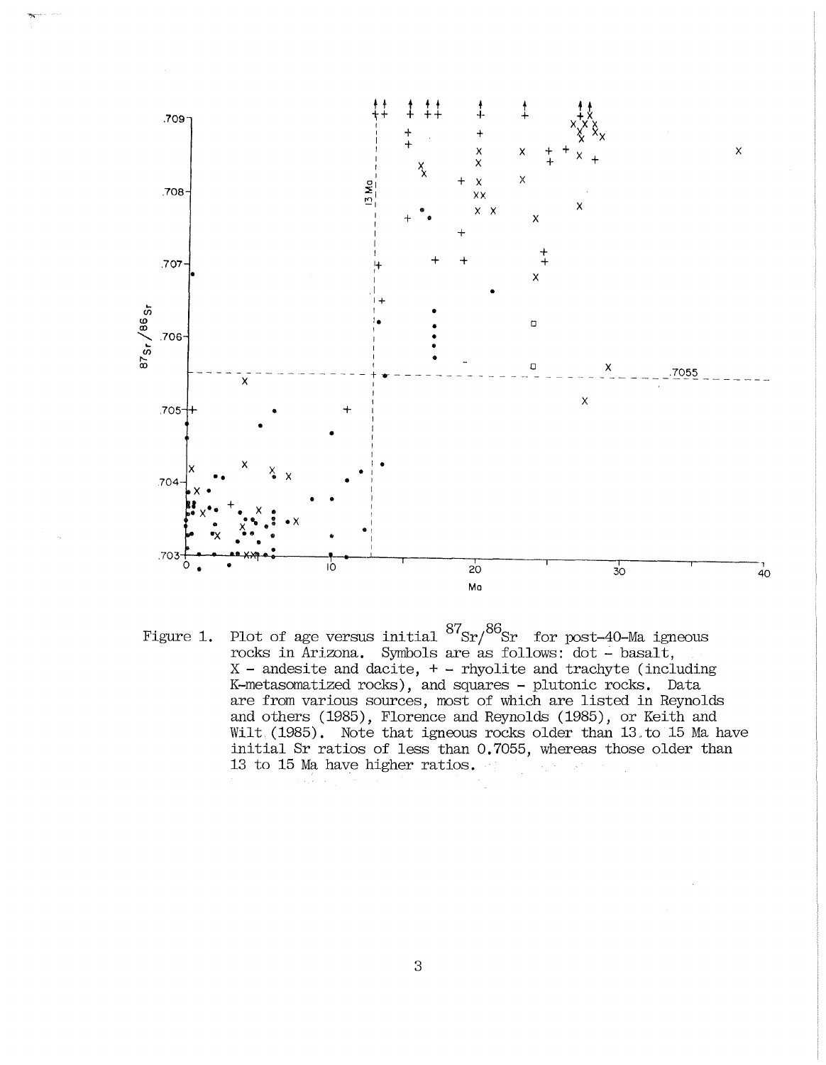Figure 1. Plot of age versus initial $^{87}Sr/^{86}Sr$ for post-40-Ma igneous rocks in Arizona. Symbols are as follows: dot - basalt, X - andesite and dacite, + - rhyolite and trachyte (including K-metasomatized rocks), and squares - plutonic rocks. Data are from various sources, most of which are listed in Reynolds and others (1985), Florence and Reynolds (1985), or Keith and Wilt (1985). Note that igneous rocks older than 13 to 15 Ma have initial Sr ratios of less than 0.7055, whereas those older than 13 to 15 Ma have higher ratios.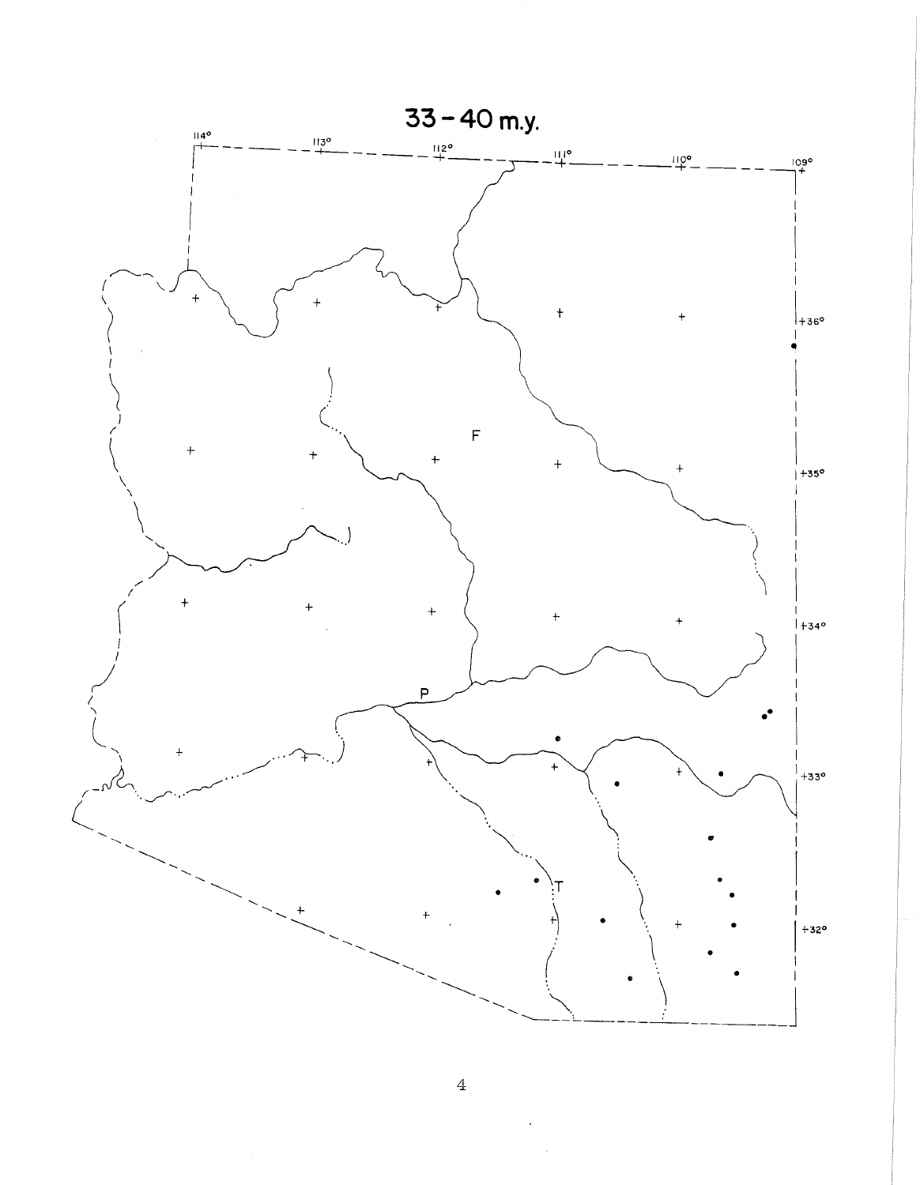# 33 - 40 m.y.

114° 113° 112° 111° 110° 109°

+36° +35° +34° +33° +32°

F

P

T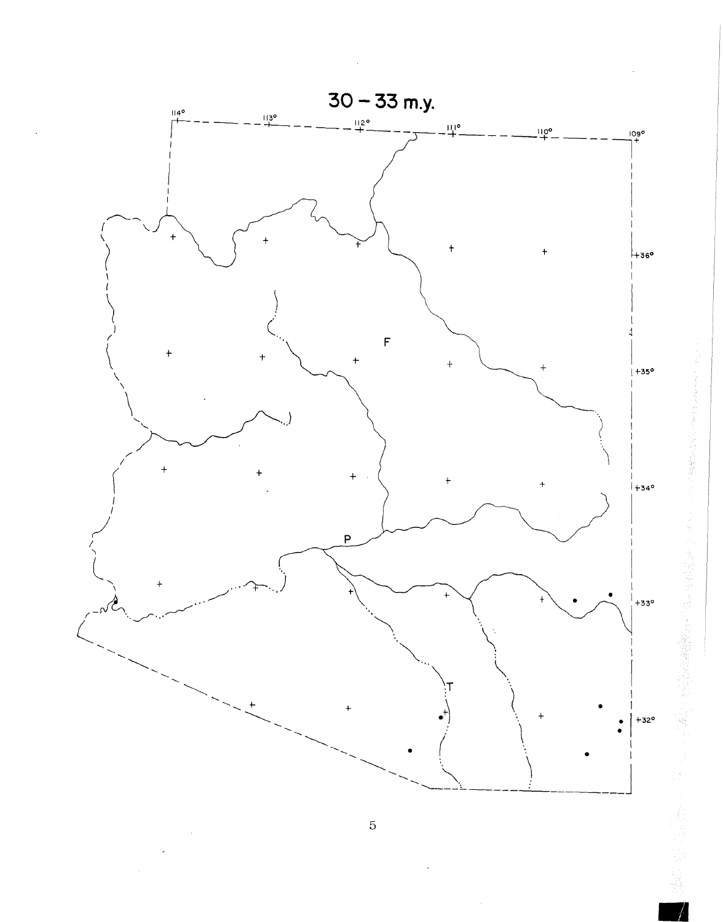# 30 – 33 m.y.

114° 113° 112° 111° 110° 109°

+36° +35° +34° +33° +32°

F

P

T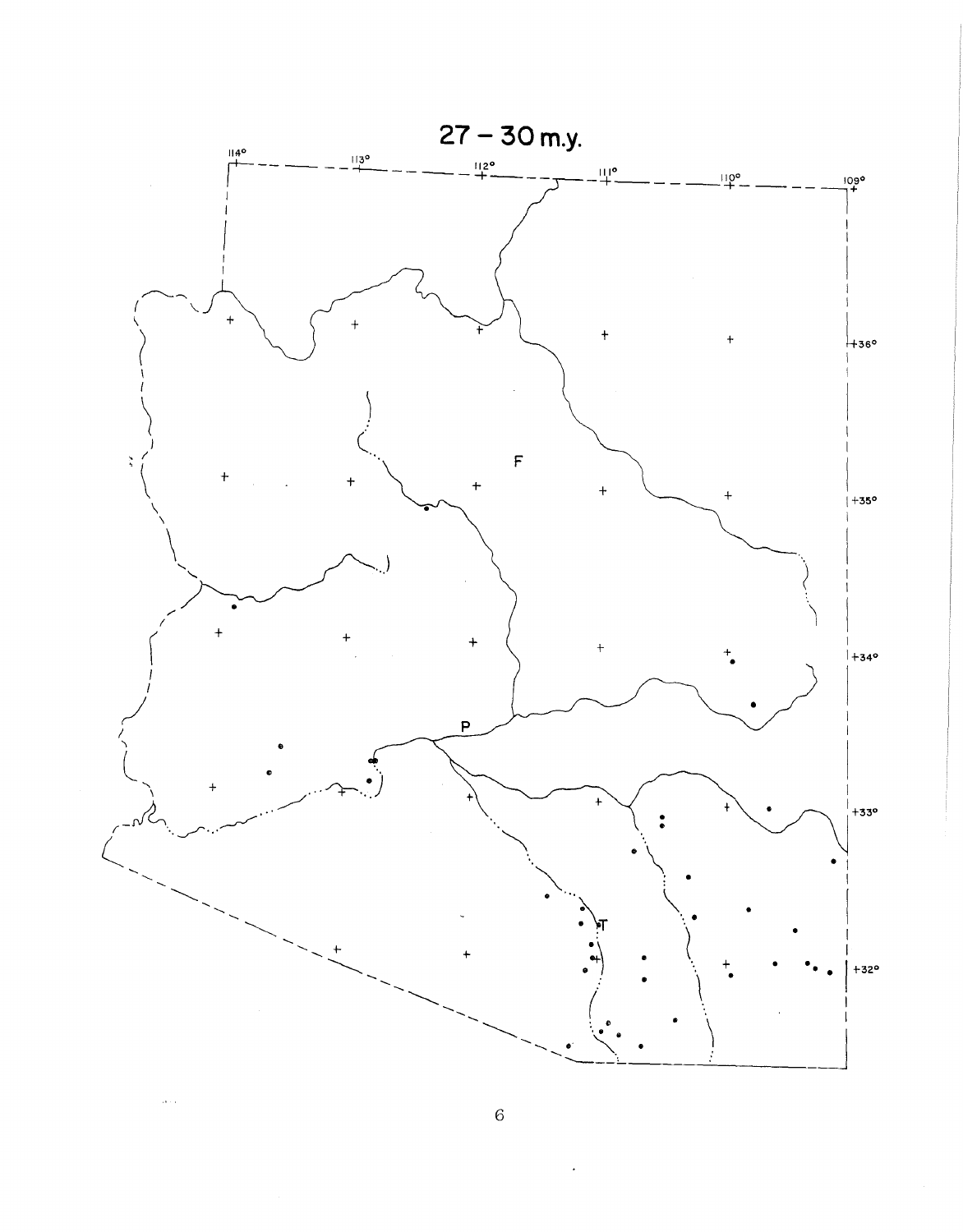# 27 – 30 m.y.

114° 113° 112° 111° 110° 109°

+36° +35° +34° +33° +32°

F

P

T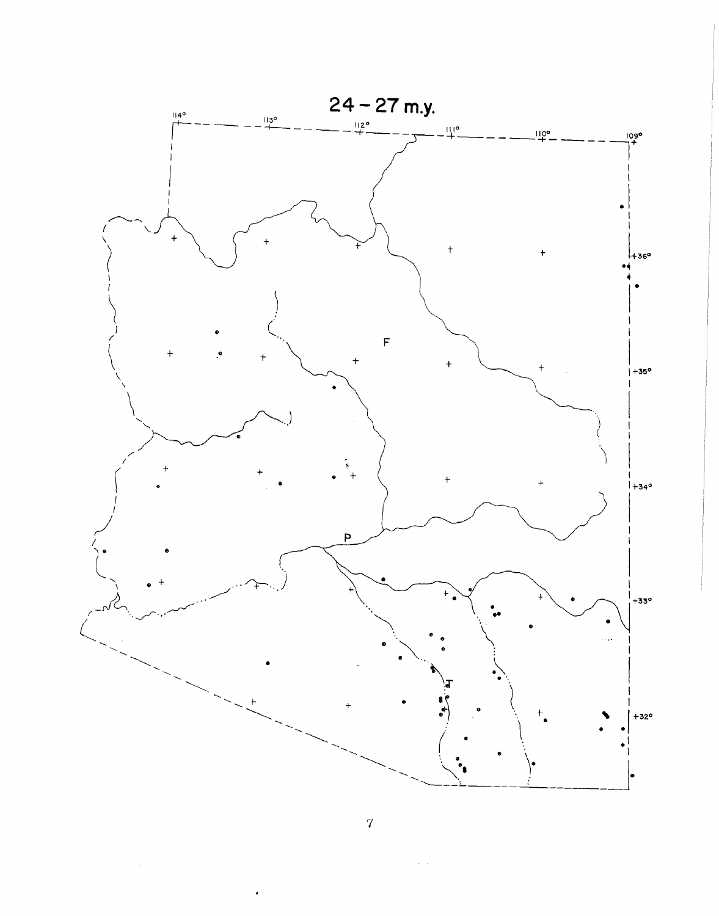# 24 - 27 m.y.

114° 113° 112° 111° 110° 109°

+36° +35° +34° +33° +32°

F

P

T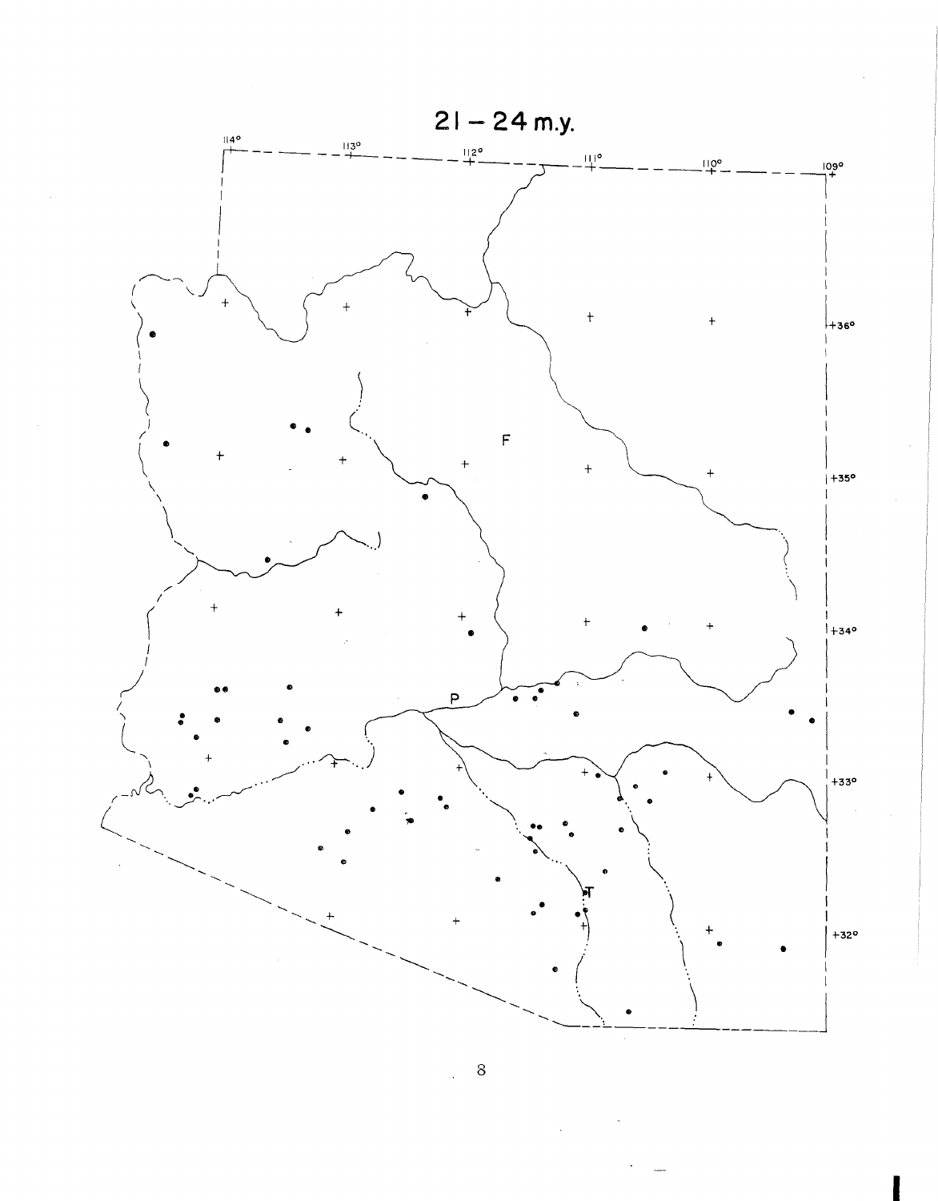# 21 – 24 m.y.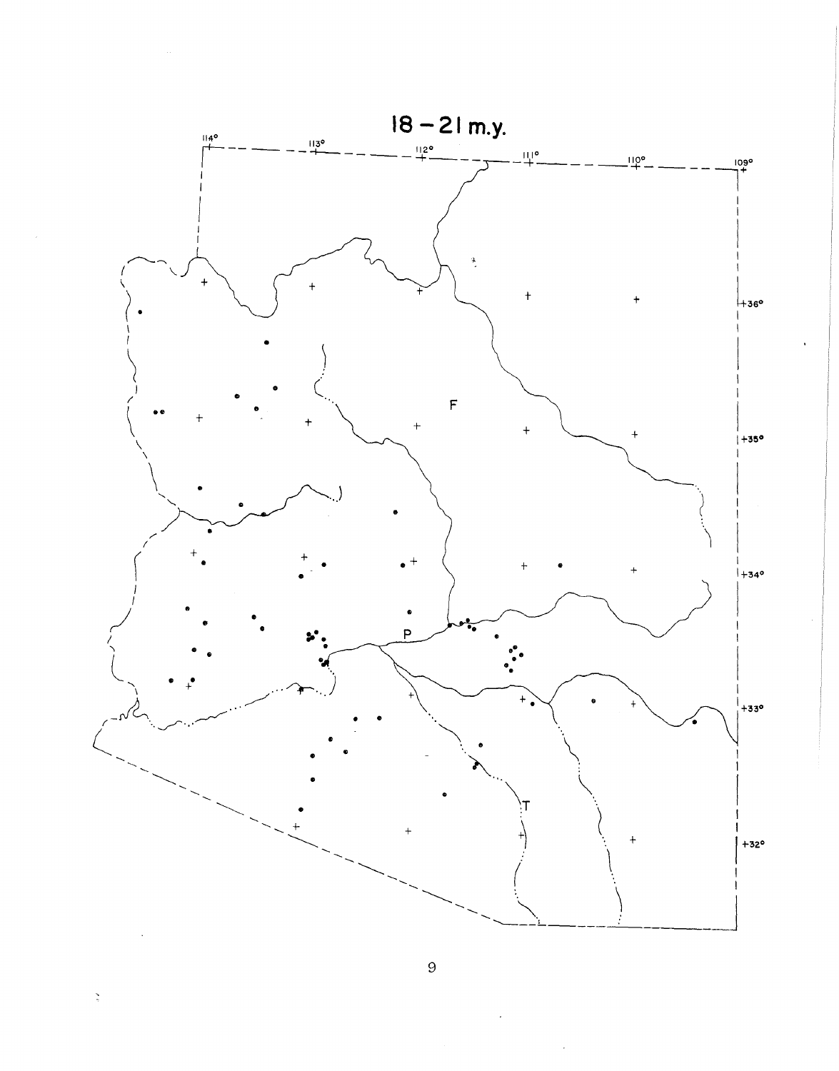# 18 – 21 m.y.

114° 113° 112° 111° 110° 109°

+36° +35° +34° +33° +32°

F

P

T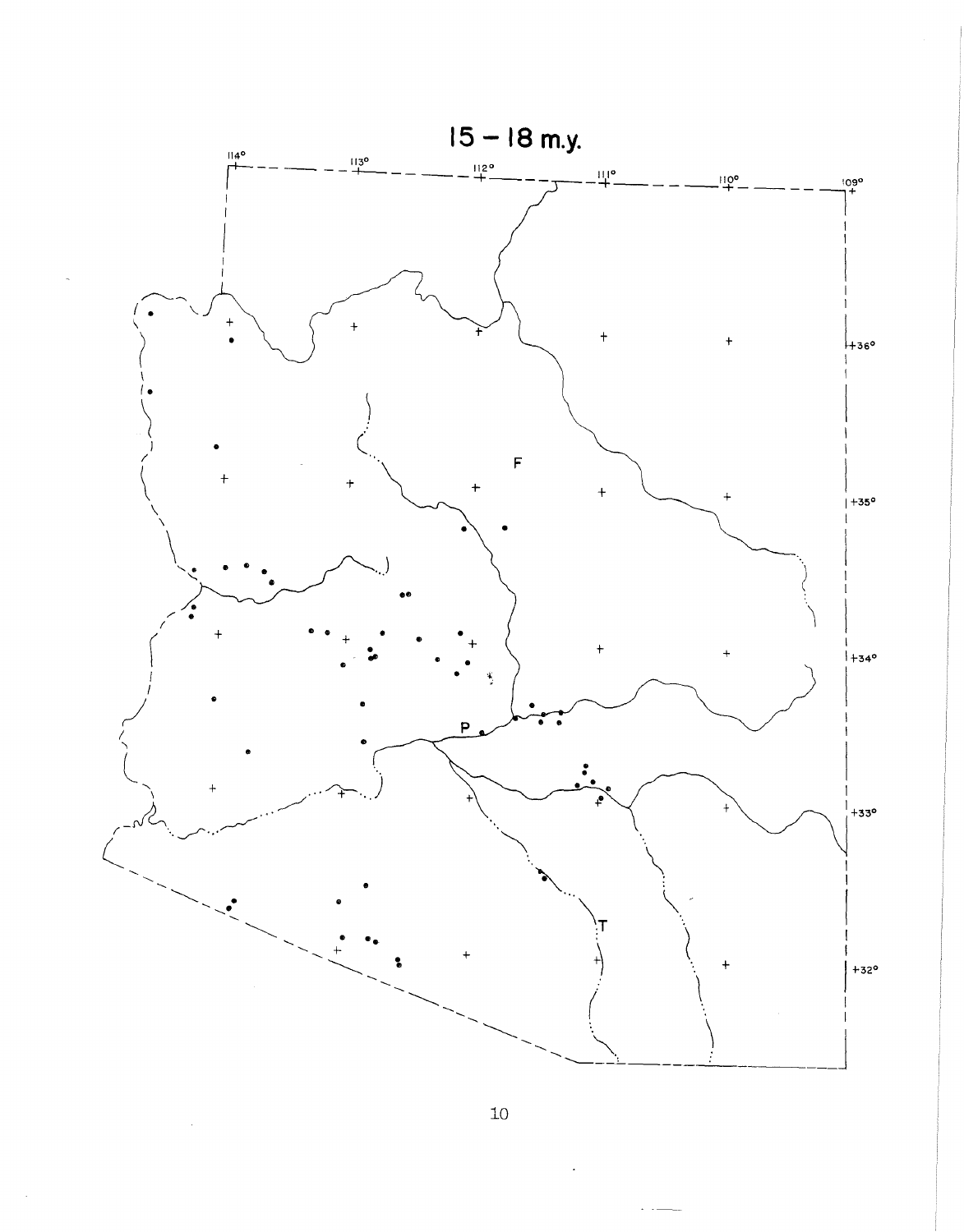15 – 18 m.y.

114° 113° 112° 111° 110° 109°

+36°

+35°

+34°

+33°

+32°

F

P

T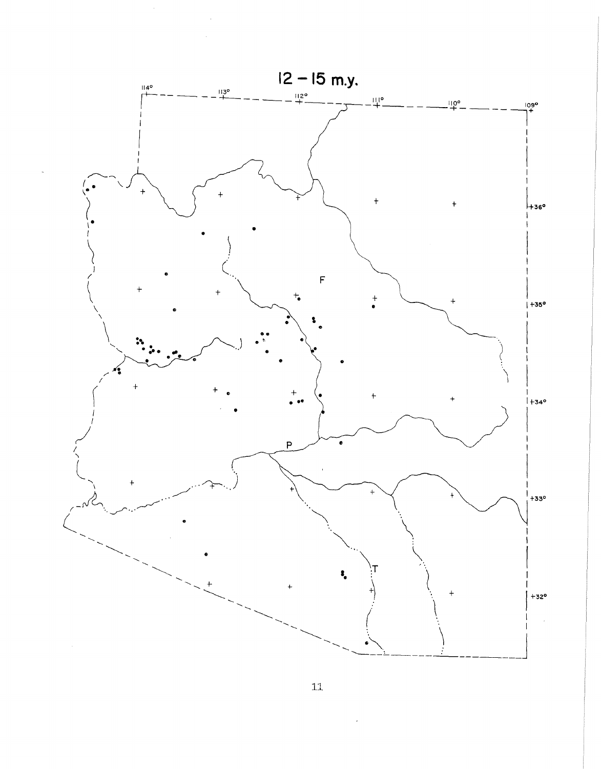# 12 – 15 m.y.

114° 113° 112° 111° 110° 109°

+36° +35° +34° +33° +32°

F

P

T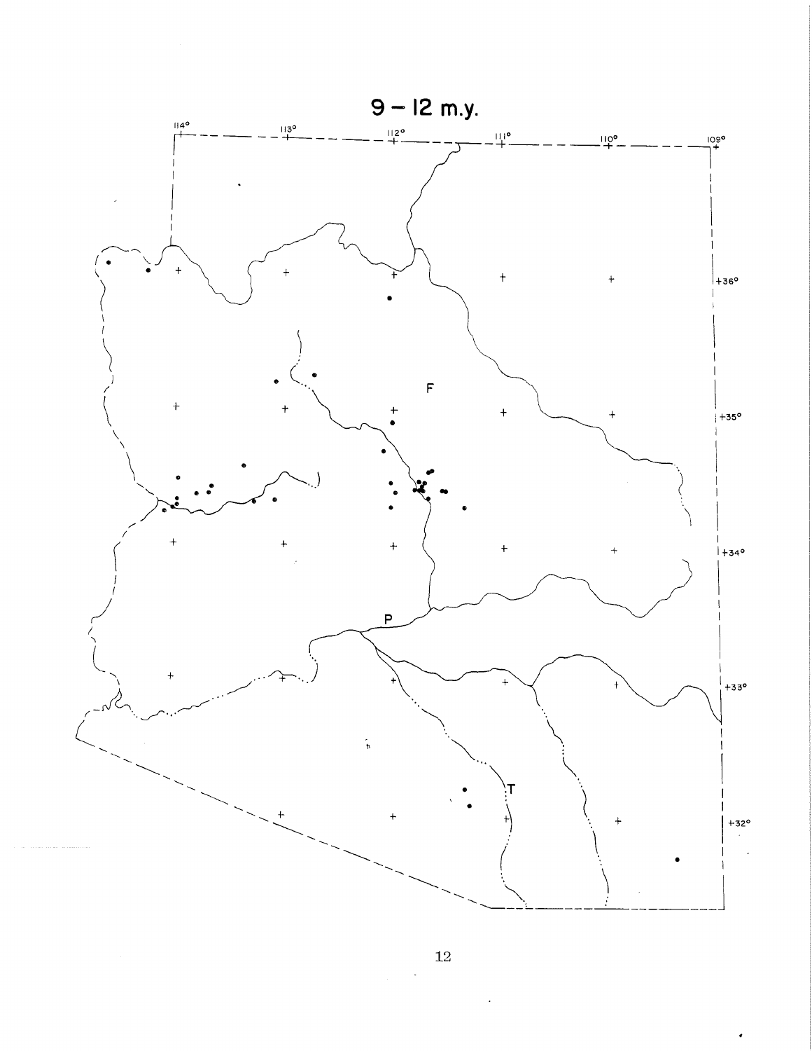# 9 – 12 m.y.

114° 113° 112° 111° 110° 109°

+36° +35° +34° +33° +32°

F

P

T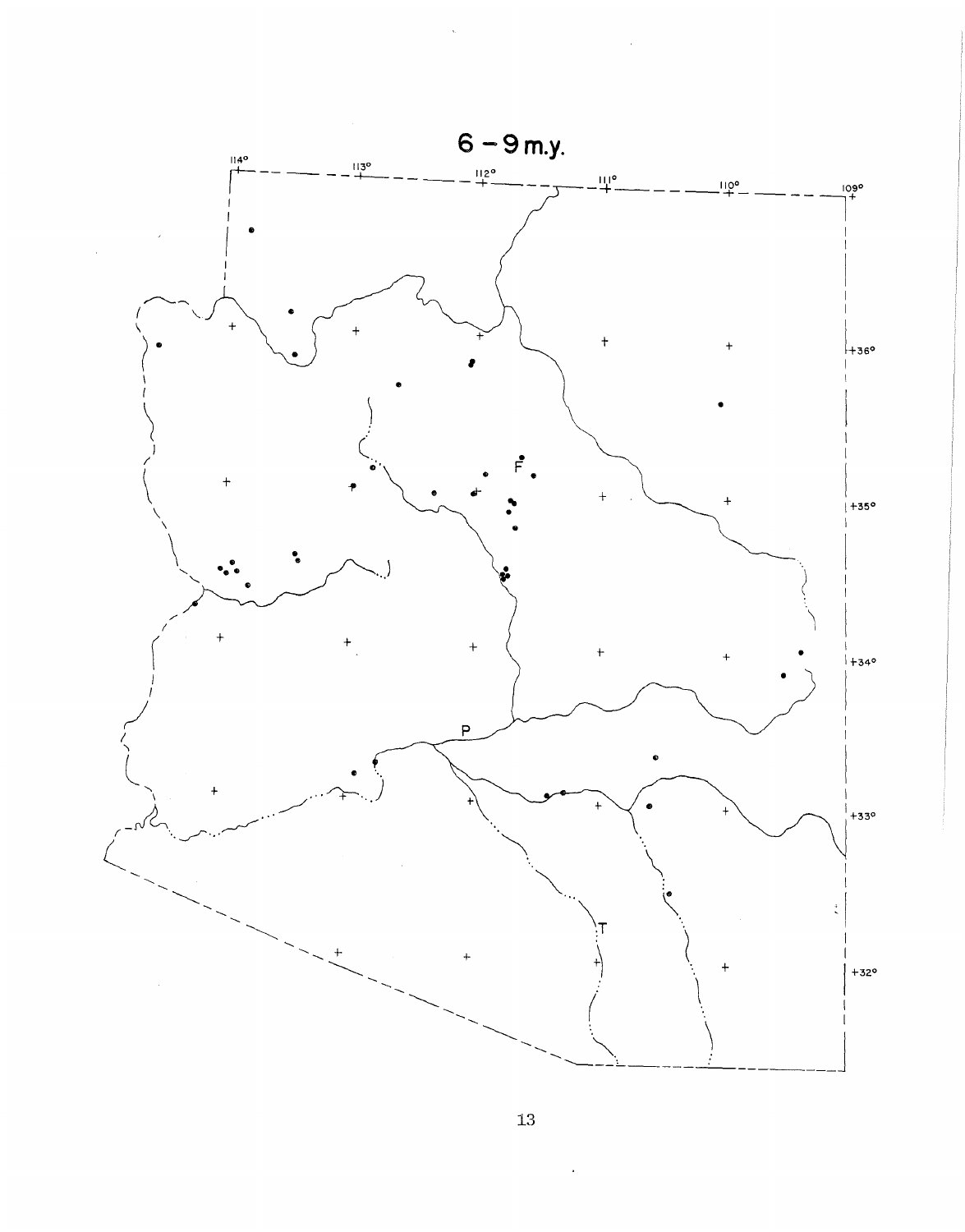# 6 - 9 m.y.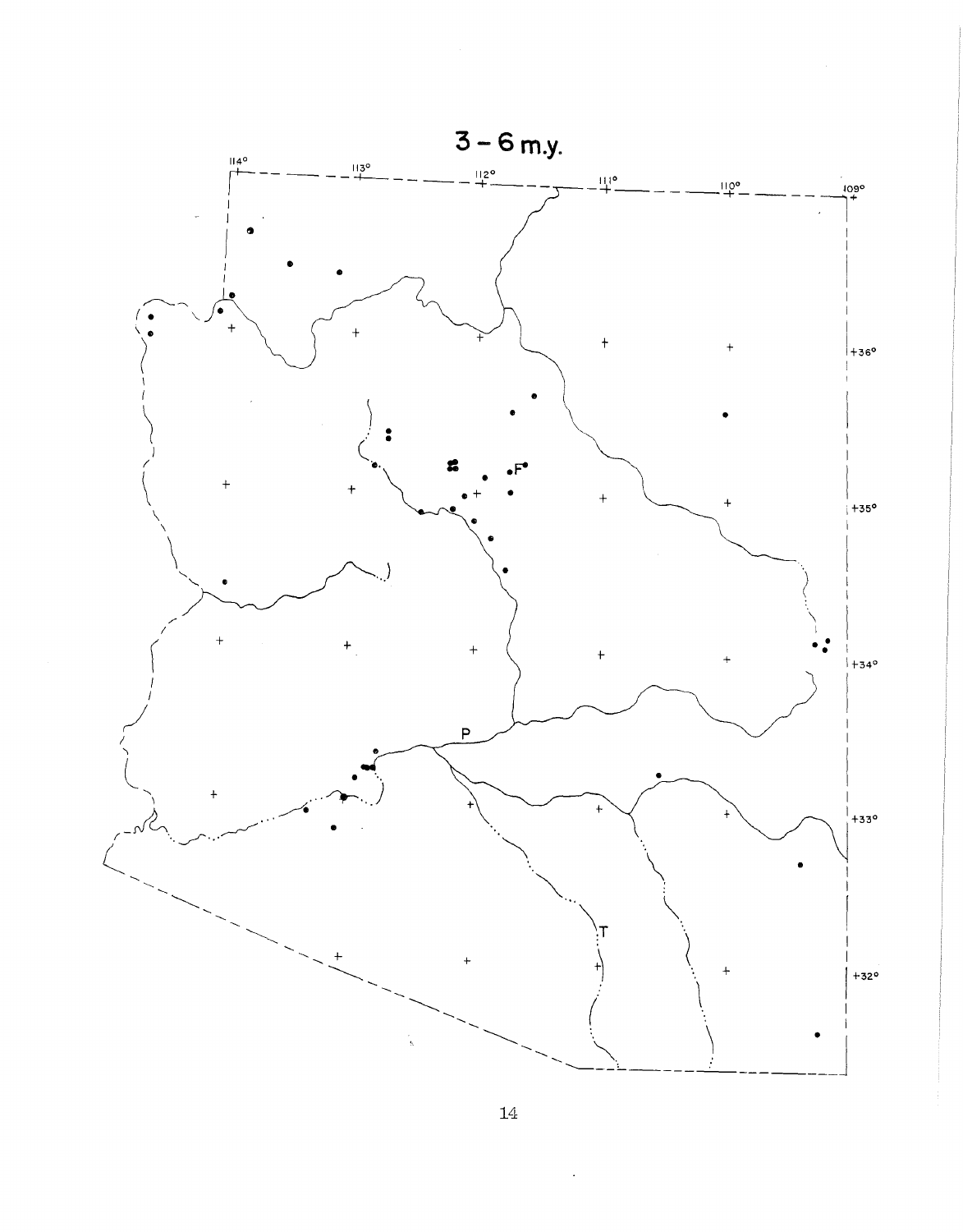# 3 – 6 m.y.

114° 113° 112° 111° 110° 109°

+36° +35° +34° +33° +32°

F

P

T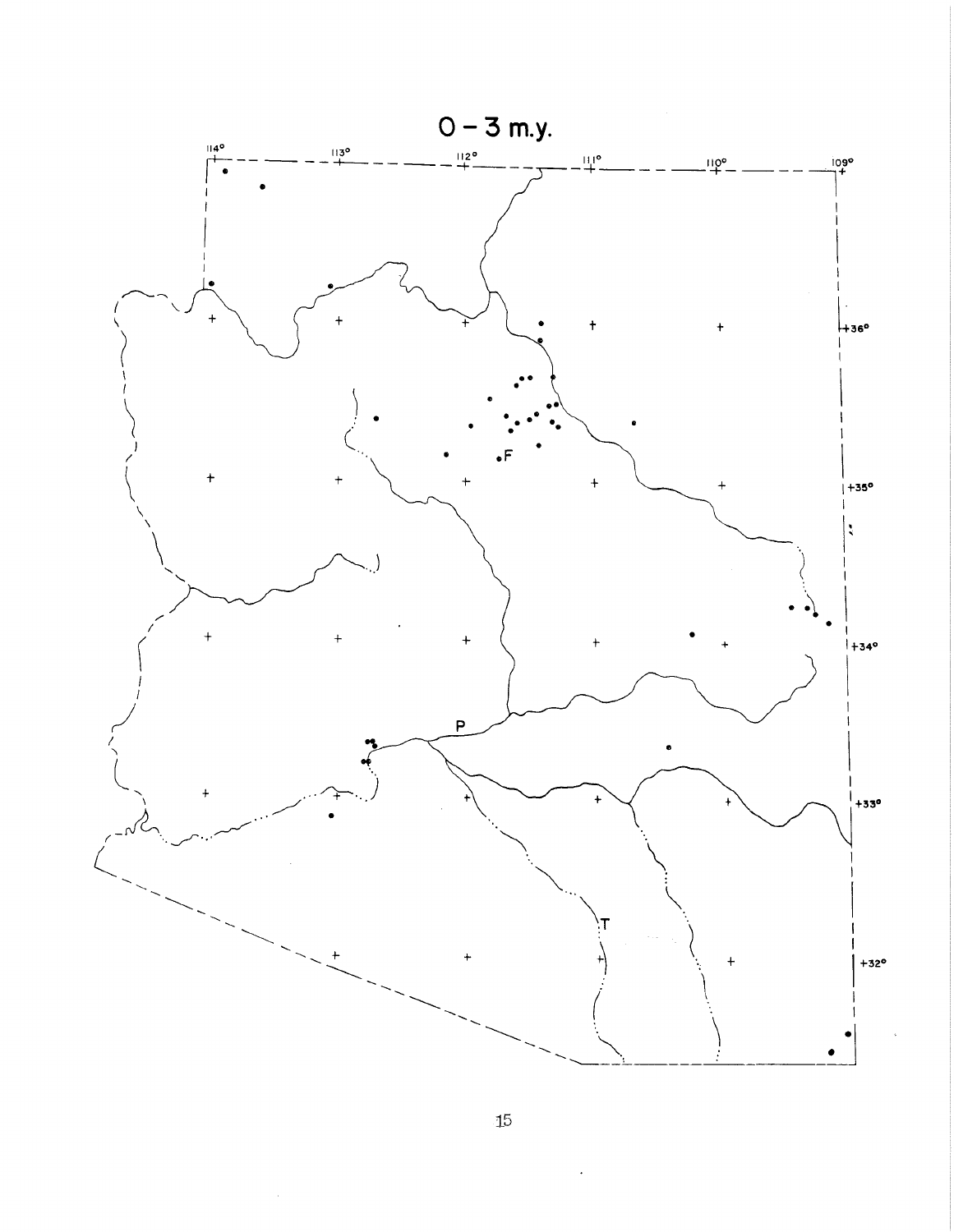# 0 – 3 m.y.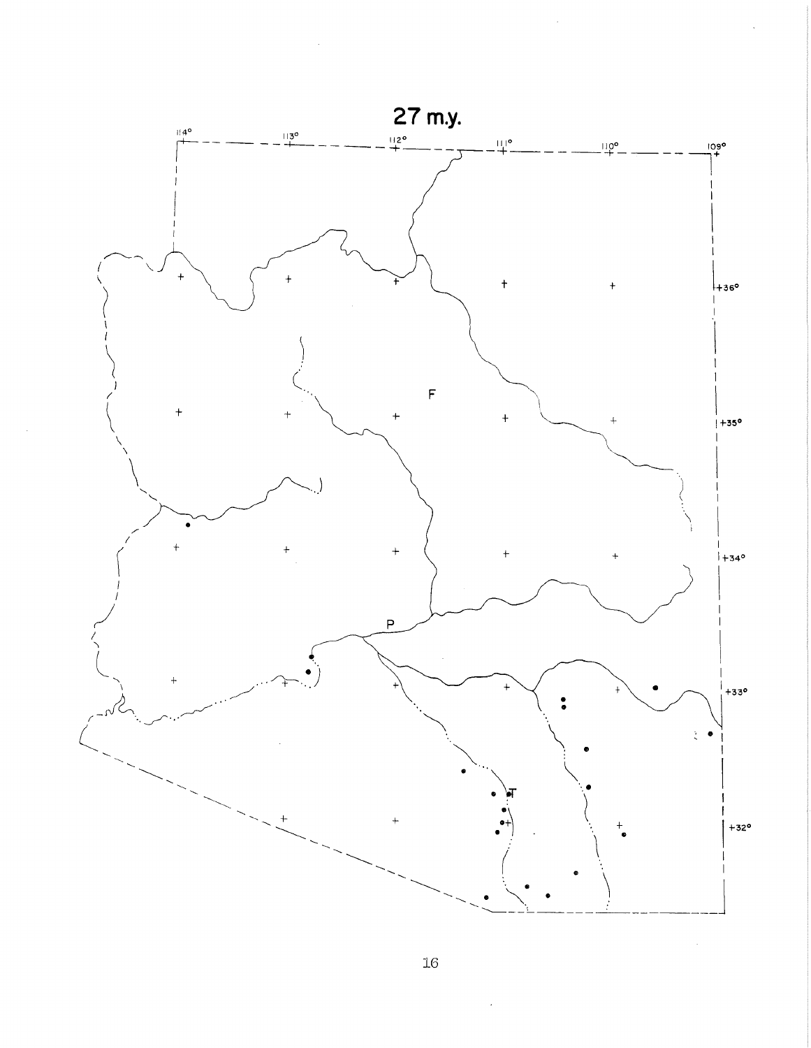# 27 m.y.

114° 113° 112° 111° 110° 109°

+36°

+35°

+34°

+33°

+32°

F

P

T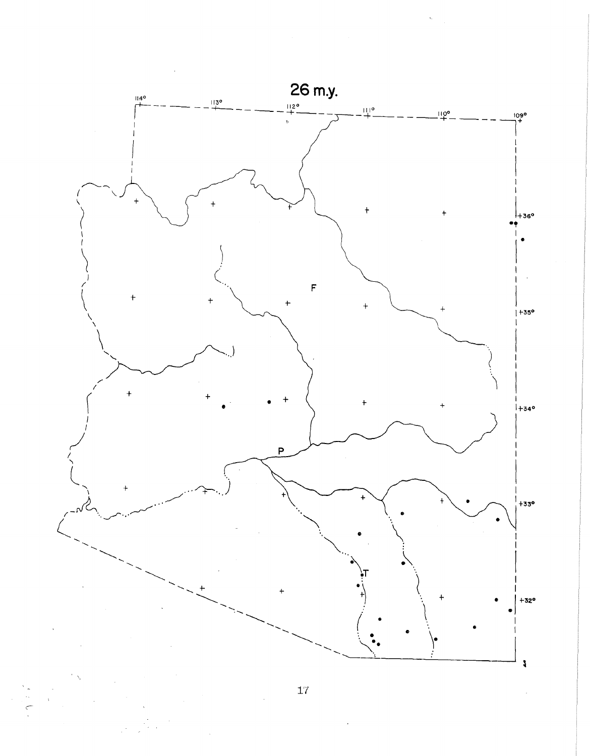# 26 m.y.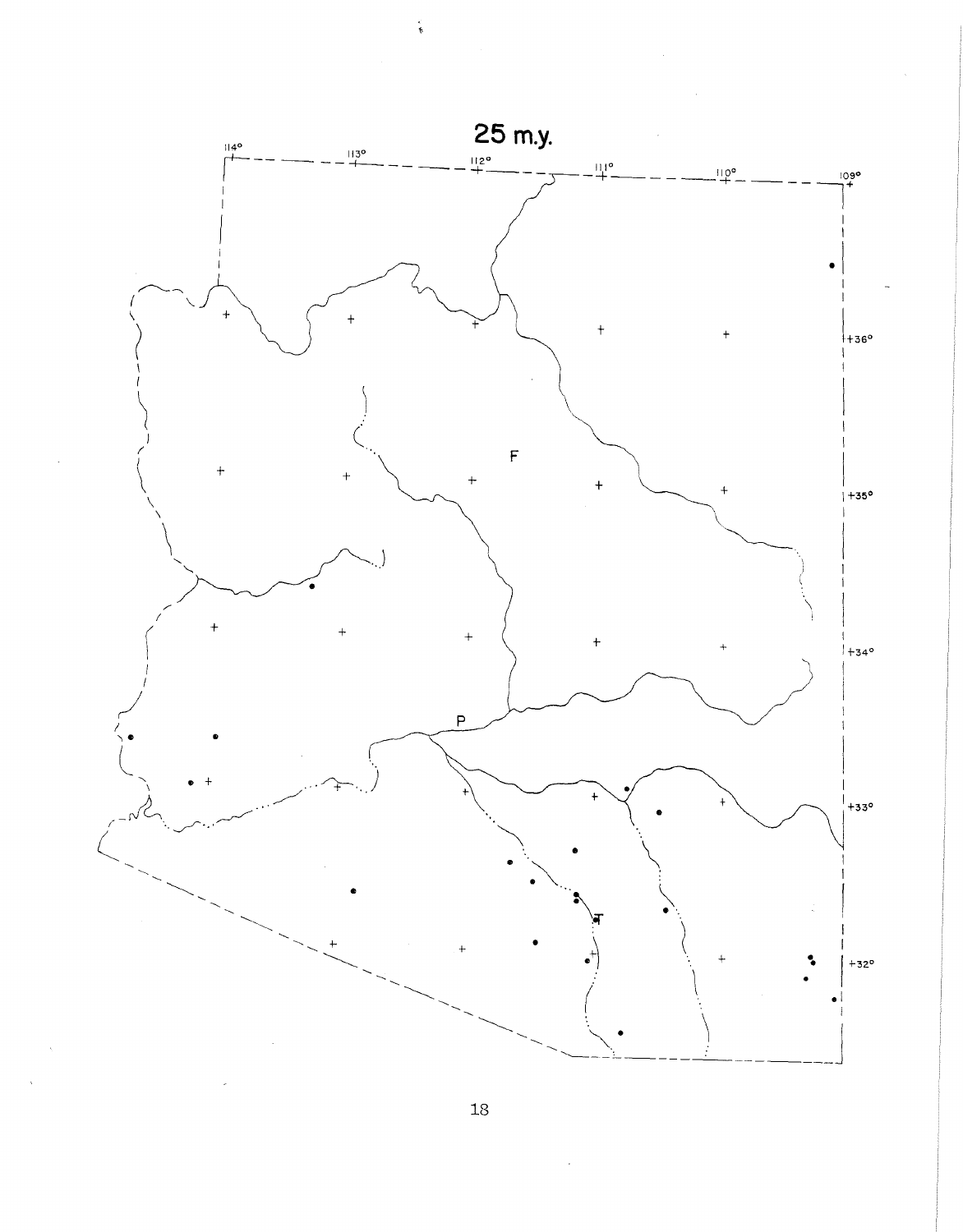# 25 m.y.

114° 113° 112° 111° 110° 109°

36° 35° 34° 33° 32°

F

P

T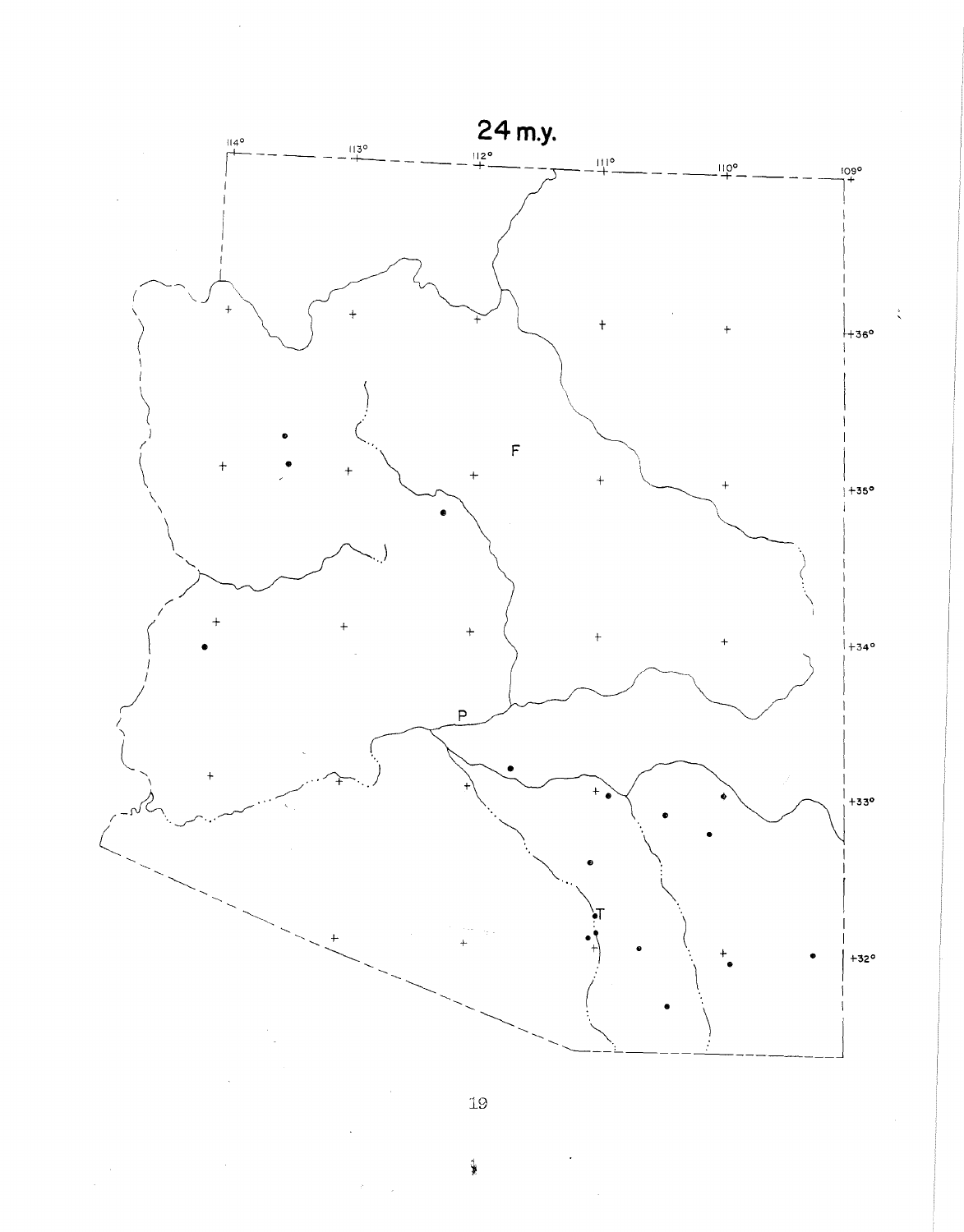24 m.y.

114°	113°	112°	111°	110°	109°

+36°

+35°

+34°

+33°

+32°

F

P

T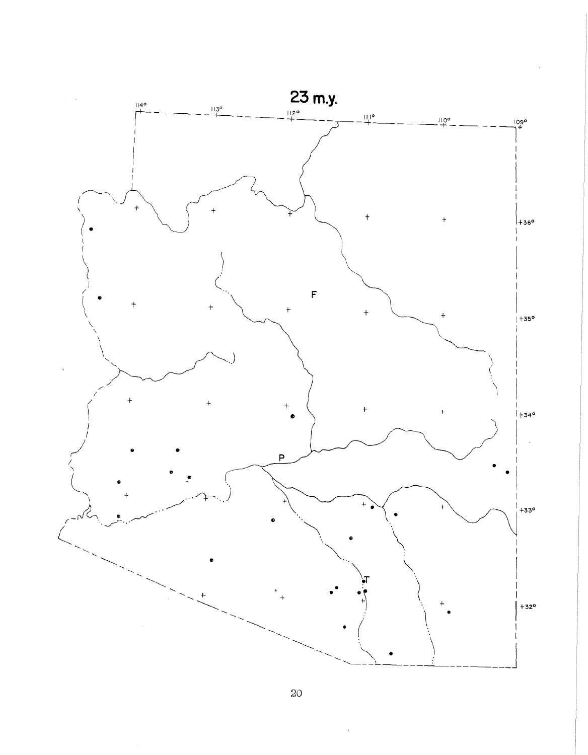# 23 m.y.

114° 113° 112° 111° 110° 109°

36° 35° 34° 33° 32°

F

P

T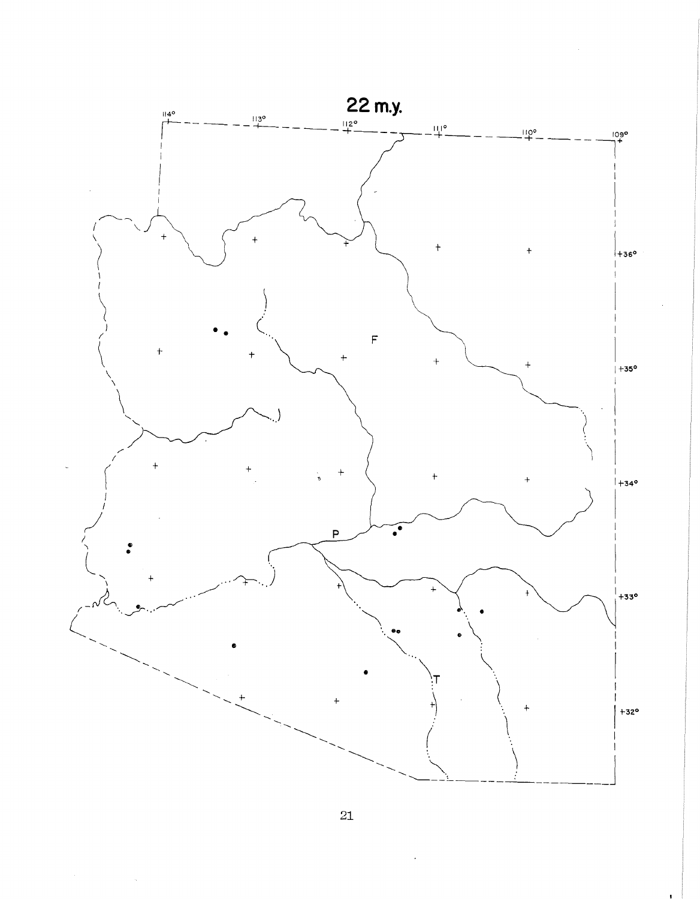## 22 m.y.

114° 113° 112° 111° 110° 109°

+36°

+35°

+34°

+33°

+32°

F

P

T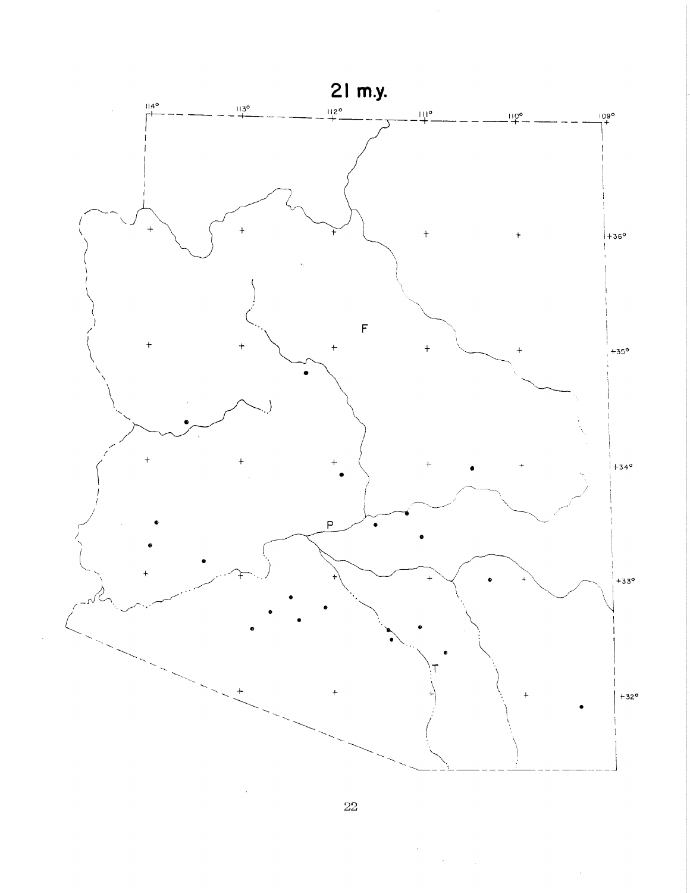# 21 m.y.

114° 113° 112° 111° 110° 109°

+36°

F

+35°

+34°

P

+33°

T

+32°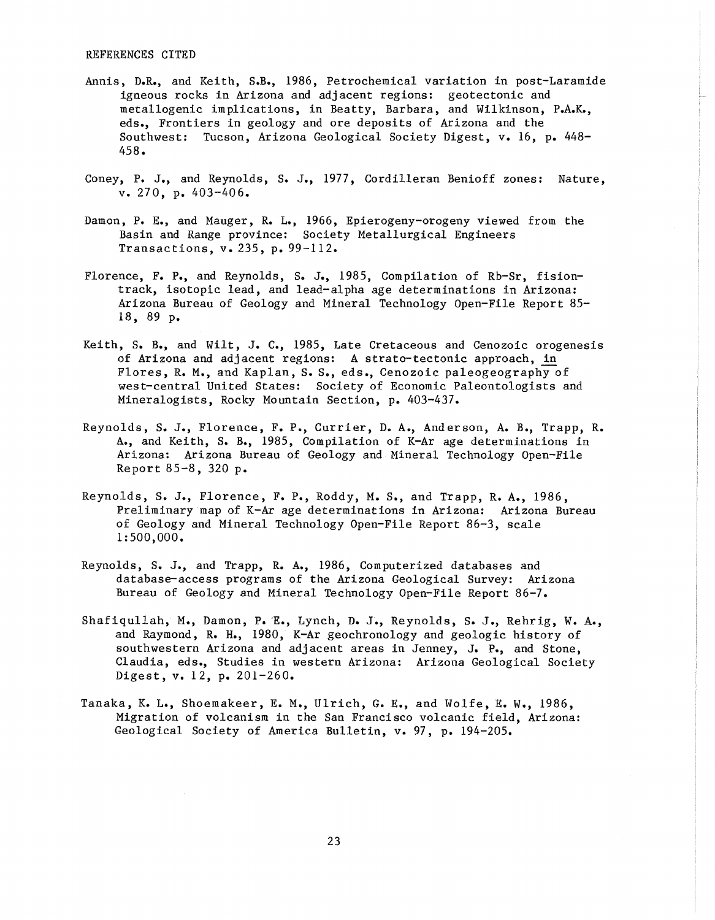REFERENCES CITED

Annis, D.R., and Keith, S.B., 1986, Petrochemical variation in post-Laramide igneous rocks in Arizona and adjacent regions: geotectonic and metallogenic implications, in Beatty, Barbara, and Wilkinson, P.A.K., eds., Frontiers in geology and ore deposits of Arizona and the Southwest: Tucson, Arizona Geological Society Digest, v. 16, p. 448-458.

Coney, P. J., and Reynolds, S. J., 1977, Cordilleran Benioff zones: Nature, v. 270, p. 403-406.

Damon, P. E., and Mauger, R. L., 1966, Epierogeny-orogeny viewed from the Basin and Range province: Society Metallurgical Engineers Transactions, v. 235, p. 99-112.

Florence, F. P., and Reynolds, S. J., 1985, Compilation of Rb-Sr, fission-track, isotopic lead, and lead-alpha age determinations in Arizona: Arizona Bureau of Geology and Mineral Technology Open-File Report 85-18, 89 p.

Keith, S. B., and Wilt, J. C., 1985, Late Cretaceous and Cenozoic orogenesis of Arizona and adjacent regions: A strato-tectonic approach, in Flores, R. M., and Kaplan, S. S., eds., Cenozoic paleogeography of west-central United States: Society of Economic Paleontologists and Mineralogists, Rocky Mountain Section, p. 403-437.

Reynolds, S. J., Florence, F. P., Currier, D. A., Anderson, A. B., Trapp, R. A., and Keith, S. B., 1985, Compilation of K-Ar age determinations in Arizona: Arizona Bureau of Geology and Mineral Technology Open-File Report 85-8, 320 p.

Reynolds, S. J., Florence, F. P., Roddy, M. S., and Trapp, R. A., 1986, Preliminary map of K-Ar age determinations in Arizona: Arizona Bureau of Geology and Mineral Technology Open-File Report 86-3, scale 1:500,000.

Reynolds, S. J., and Trapp, R. A., 1986, Computerized databases and database-access programs of the Arizona Geological Survey: Arizona Bureau of Geology and Mineral Technology Open-File Report 86-7.

Shafiqullah, M., Damon, P. E., Lynch, D. J., Reynolds, S. J., Rehrig, W. A., and Raymond, R. H., 1980, K-Ar geochronology and geologic history of southwestern Arizona and adjacent areas in Jenney, J. P., and Stone, Claudia, eds., Studies in western Arizona: Arizona Geological Society Digest, v. 12, p. 201-260.

Tanaka, K. L., Shoemakeer, E. M., Ulrich, G. E., and Wolfe, E. W., 1986, Migration of volcanism in the San Francisco volcanic field, Arizona: Geological Society of America Bulletin, v. 97, p. 194-205.